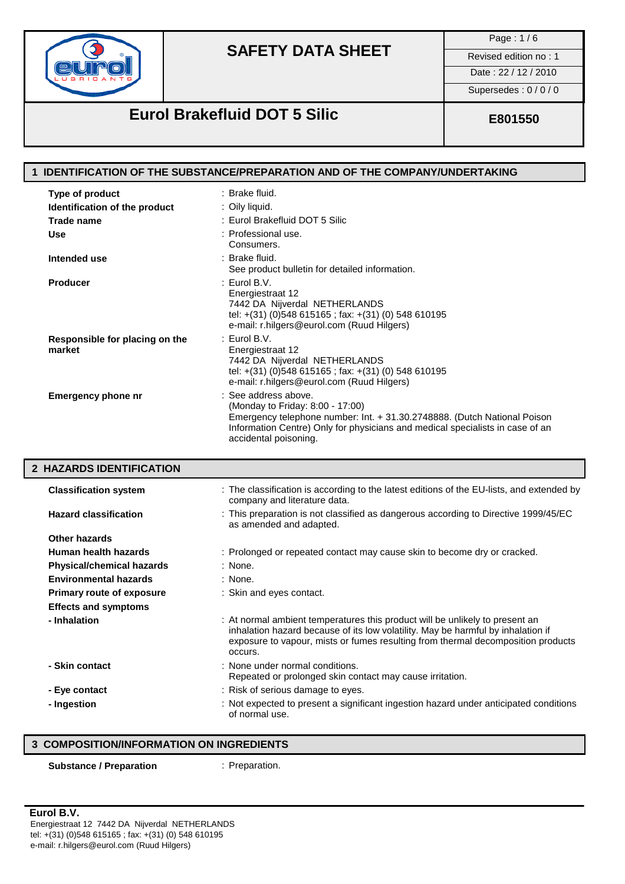# SAFETY DATA SHEET

| Revised edition no : 1 |
| --- |
| Date : 22 / 12 / 2010 |
| Supersedes : 0 / 0 / 0 |

## Eurol Brakefluid DOT 5 Silic

**E801550**

## 1 IDENTIFICATION OF THE SUBSTANCE/PREPARATION AND OF THE COMPANY/UNDERTAKING

| | |
| --- | --- |
| **Type of product** | : Brake fluid. |
| **Identification of the product** | : Oily liquid. |
| **Trade name** | : Eurol Brakefluid DOT 5 Silic |
| **Use** | : Professional use.<br>Consumers. |
| **Intended use** | : Brake fluid.<br>See product bulletin for detailed information. |
| **Producer** | : Eurol B.V.<br>Energiestraat 12<br>7442 DA Nijverdal NETHERLANDS<br>tel: +(31) (0)548 615165 ; fax: +(31) (0) 548 610195<br>e-mail: r.hilgers@eurol.com (Ruud Hilgers) |
| **Responsible for placing on the market** | : Eurol B.V.<br>Energiestraat 12<br>7442 DA Nijverdal NETHERLANDS<br>tel: +(31) (0)548 615165 ; fax: +(31) (0) 548 610195<br>e-mail: r.hilgers@eurol.com (Ruud Hilgers) |
| **Emergency phone nr** | : See address above.<br>(Monday to Friday: 8:00 - 17:00)<br>Emergency telephone number: Int. + 31.30.2748888. (Dutch National Poison Information Centre) Only for physicians and medical specialists in case of an accidental poisoning. |

## 2 HAZARDS IDENTIFICATION

| | |
| --- | --- |
| **Classification system** | : The classification is according to the latest editions of the EU-lists, and extended by company and literature data. |
| **Hazard classification** | : This preparation is not classified as dangerous according to Directive 1999/45/EC as amended and adapted. |
| **Other hazards** | |
| **Human health hazards** | : Prolonged or repeated contact may cause skin to become dry or cracked. |
| **Physical/chemical hazards** | : None. |
| **Environmental hazards** | : None. |
| **Primary route of exposure** | : Skin and eyes contact. |
| **Effects and symptoms** | |
| **- Inhalation** | : At normal ambient temperatures this product will be unlikely to present an inhalation hazard because of its low volatility. May be harmful by inhalation if exposure to vapour, mists or fumes resulting from thermal decomposition products occurs. |
| **- Skin contact** | : None under normal conditions.<br>Repeated or prolonged skin contact may cause irritation. |
| **- Eye contact** | : Risk of serious damage to eyes. |
| **- Ingestion** | : Not expected to present a significant ingestion hazard under anticipated conditions of normal use. |

## 3 COMPOSITION/INFORMATION ON INGREDIENTS

| | |
| --- | --- |
| **Substance / Preparation** | : Preparation. |

**Eurol B.V.**
Energiestraat 12 7442 DA Nijverdal NETHERLANDS
tel: +(31) (0)548 615165 ; fax: +(31) (0) 548 610195
e-mail: r.hilgers@eurol.com (Ruud Hilgers)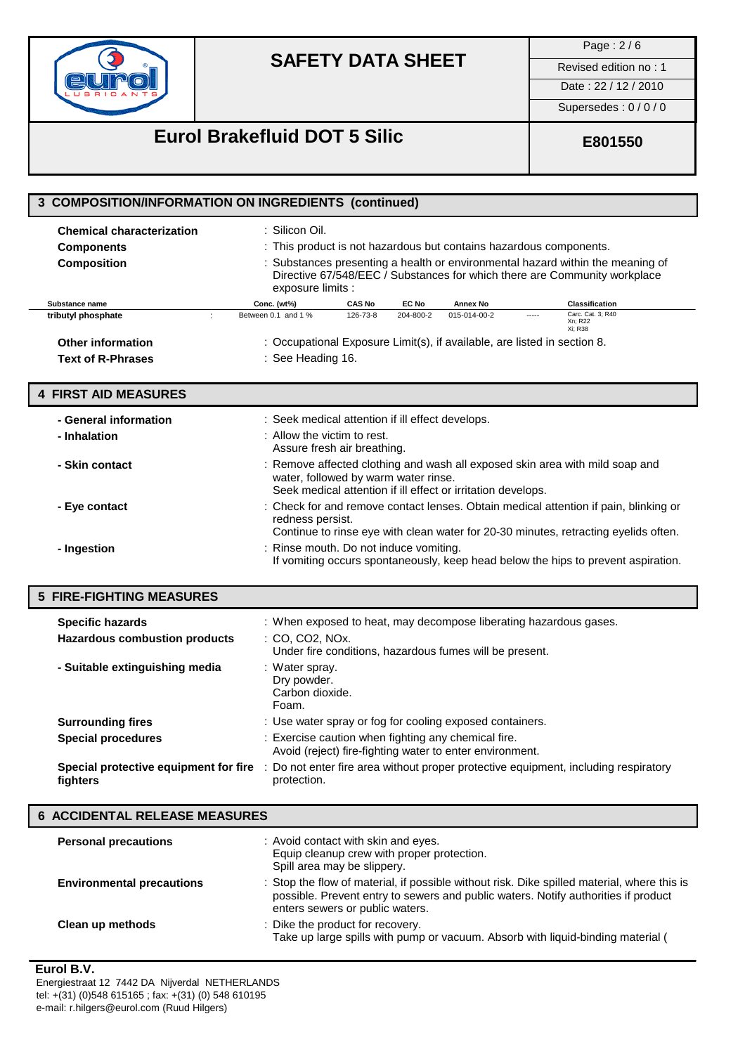## 3 COMPOSITION/INFORMATION ON INGREDIENTS (continued)

**Chemical characterization** : Silicon Oil.

**Components** : This product is not hazardous but contains hazardous components.

**Composition** : Substances presenting a health or environmental hazard within the meaning of Directive 67/548/EEC / Substances for which there are Community workplace exposure limits :

| Substance name | | Conc. (wt%) | CAS No | EC No | Annex No | | Classification |
|---|---|---|---|---|---|---|---|
| tributyl phosphate | : | Between 0.1 and 1 % | 126-73-8 | 204-800-2 | 015-014-00-2 | ----- | Carc. Cat. 3; R40<br>Xn; R22<br>Xi; R38 |

**Other information** : Occupational Exposure Limit(s), if available, are listed in section 8.

**Text of R-Phrases** : See Heading 16.

## 4 FIRST AID MEASURES

**- General information** : Seek medical attention if ill effect develops.

**- Inhalation** : Allow the victim to rest.
Assure fresh air breathing.

**- Skin contact** : Remove affected clothing and wash all exposed skin area with mild soap and water, followed by warm water rinse.
Seek medical attention if ill effect or irritation develops.

**- Eye contact** : Check for and remove contact lenses. Obtain medical attention if pain, blinking or redness persist.
Continue to rinse eye with clean water for 20-30 minutes, retracting eyelids often.

**- Ingestion** : Rinse mouth. Do not induce vomiting.
If vomiting occurs spontaneously, keep head below the hips to prevent aspiration.

## 5 FIRE-FIGHTING MEASURES

**Specific hazards** : When exposed to heat, may decompose liberating hazardous gases.

**Hazardous combustion products** : CO, $CO_2$, $NO_x$.
Under fire conditions, hazardous fumes will be present.

**- Suitable extinguishing media** : Water spray.
Dry powder.
Carbon dioxide.
Foam.

**Surrounding fires** : Use water spray or fog for cooling exposed containers.

**Special procedures** : Exercise caution when fighting any chemical fire.
Avoid (reject) fire-fighting water to enter environment.

**Special protective equipment for fire fighters** : Do not enter fire area without proper protective equipment, including respiratory protection.

## 6 ACCIDENTAL RELEASE MEASURES

**Personal precautions** : Avoid contact with skin and eyes.
Equip cleanup crew with proper protection.
Spill area may be slippery.

**Environmental precautions** : Stop the flow of material, if possible without risk. Dike spilled material, where this is possible. Prevent entry to sewers and public waters. Notify authorities if product enters sewers or public waters.

**Clean up methods** : Dike the product for recovery.
Take up large spills with pump or vacuum. Absorb with liquid-binding material (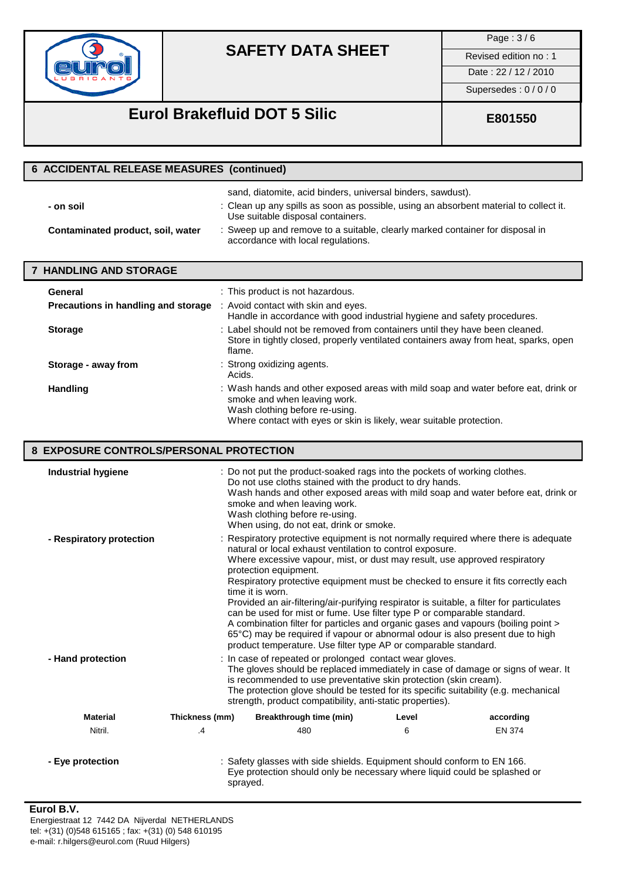## 6 ACCIDENTAL RELEASE MEASURES (continued)

sand, diatomite, acid binders, universal binders, sawdust).

**- on soil** : Clean up any spills as soon as possible, using an absorbent material to collect it. Use suitable disposal containers.

**Contaminated product, soil, water** : Sweep up and remove to a suitable, clearly marked container for disposal in accordance with local regulations.

## 7 HANDLING AND STORAGE

**General** : This product is not hazardous.

**Precautions in handling and storage** : Avoid contact with skin and eyes.
Handle in accordance with good industrial hygiene and safety procedures.

**Storage** : Label should not be removed from containers until they have been cleaned.
Store in tightly closed, properly ventilated containers away from heat, sparks, open flame.

**Storage - away from** : Strong oxidizing agents.
Acids.

**Handling** : Wash hands and other exposed areas with mild soap and water before eat, drink or smoke and when leaving work.
Wash clothing before re-using.
Where contact with eyes or skin is likely, wear suitable protection.

## 8 EXPOSURE CONTROLS/PERSONAL PROTECTION

**Industrial hygiene** : Do not put the product-soaked rags into the pockets of working clothes.
Do not use cloths stained with the product to dry hands.
Wash hands and other exposed areas with mild soap and water before eat, drink or smoke and when leaving work.
Wash clothing before re-using.
When using, do not eat, drink or smoke.

**- Respiratory protection** : Respiratory protective equipment is not normally required where there is adequate natural or local exhaust ventilation to control exposure.
Where excessive vapour, mist, or dust may result, use approved respiratory protection equipment.
Respiratory protective equipment must be checked to ensure it fits correctly each time it is worn.
Provided an air-filtering/air-purifying respirator is suitable, a filter for particulates can be used for mist or fume. Use filter type P or comparable standard.
A combination filter for particles and organic gases and vapours (boiling point > 65°C) may be required if vapour or abnormal odour is also present due to high product temperature. Use filter type AP or comparable standard.

**- Hand protection** : In case of repeated or prolonged contact wear gloves.
The gloves should be replaced immediately in case of damage or signs of wear. It is recommended to use preventative skin protection (skin cream).
The protection glove should be tested for its specific suitability (e.g. mechanical strength, product compatibility, anti-static properties).

| Material | Thickness (mm) | Breakthrough time (min) | Level | according |
|---|---|---|---|---|
| Nitril. | .4 | 480 | 6 | EN 374 |

**- Eye protection** : Safety glasses with side shields. Equipment should conform to EN 166.
Eye protection should only be necessary where liquid could be splashed or sprayed.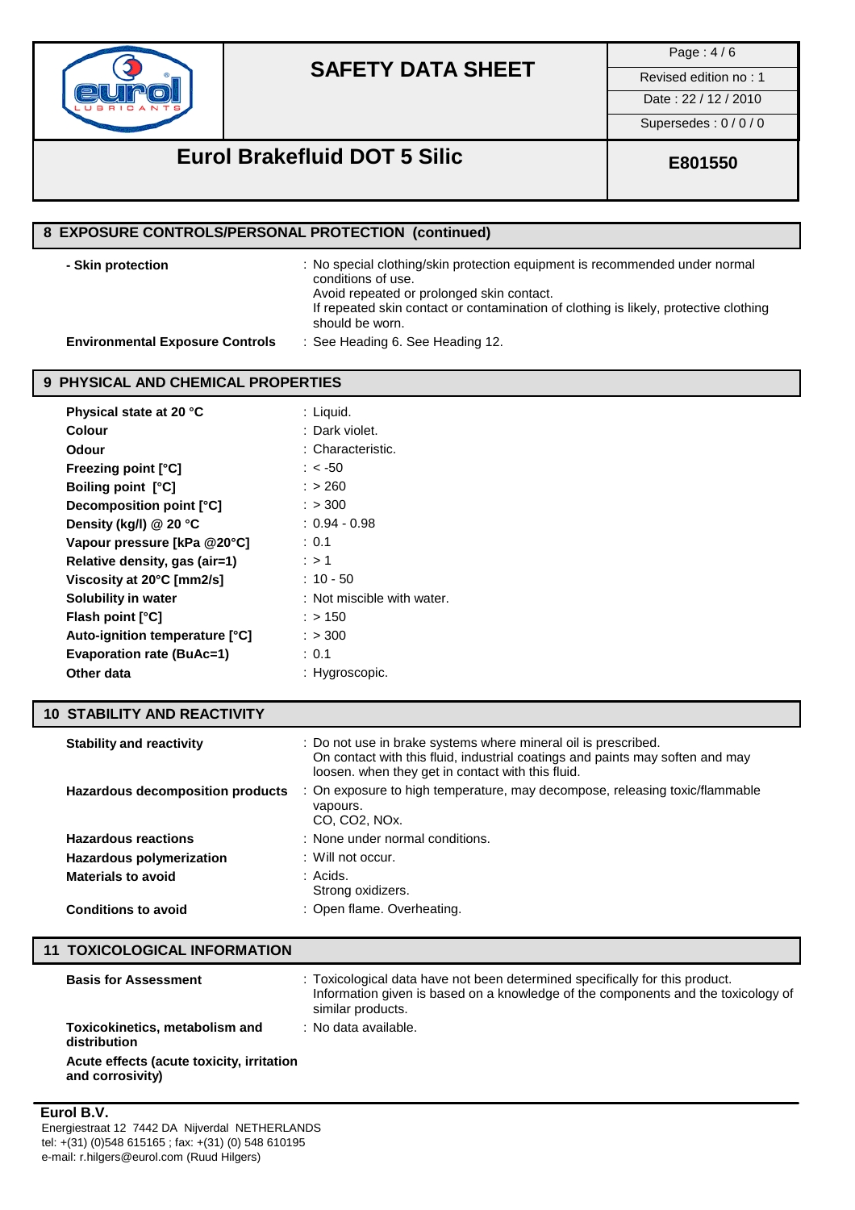## 8 EXPOSURE CONTROLS/PERSONAL PROTECTION (continued)

**- Skin protection** : No special clothing/skin protection equipment is recommended under normal conditions of use.
Avoid repeated or prolonged skin contact.
If repeated skin contact or contamination of clothing is likely, protective clothing should be worn.

**Environmental Exposure Controls** : See Heading 6. See Heading 12.

## 9 PHYSICAL AND CHEMICAL PROPERTIES

| | |
|---|---|
| **Physical state at 20 °C** | : Liquid. |
| **Colour** | : Dark violet. |
| **Odour** | : Characteristic. |
| **Freezing point [°C]** | : < -50 |
| **Boiling point [°C]** | : > 260 |
| **Decomposition point [°C]** | : > 300 |
| **Density (kg/l) @ 20 °C** | : 0.94 - 0.98 |
| **Vapour pressure [kPa @20°C]** | : 0.1 |
| **Relative density, gas (air=1)** | : > 1 |
| **Viscosity at 20°C [mm2/s]** | : 10 - 50 |
| **Solubility in water** | : Not miscible with water. |
| **Flash point [°C]** | : > 150 |
| **Auto-ignition temperature [°C]** | : > 300 |
| **Evaporation rate (BuAc=1)** | : 0.1 |
| **Other data** | : Hygroscopic. |

## 10 STABILITY AND REACTIVITY

**Stability and reactivity** : Do not use in brake systems where mineral oil is prescribed.
On contact with this fluid, industrial coatings and paints may soften and may loosen. when they get in contact with this fluid.

**Hazardous decomposition products** : On exposure to high temperature, may decompose, releasing toxic/flammable vapours.
CO, $CO_2$, NOx.

**Hazardous reactions** : None under normal conditions.

**Hazardous polymerization** : Will not occur.

**Materials to avoid** : Acids.
Strong oxidizers.

**Conditions to avoid** : Open flame. Overheating.

## 11 TOXICOLOGICAL INFORMATION

**Basis for Assessment** : Toxicological data have not been determined specifically for this product.
Information given is based on a knowledge of the components and the toxicology of similar products.

**Toxicokinetics, metabolism and distribution** : No data available.

**Acute effects (acute toxicity, irritation and corrosivity)**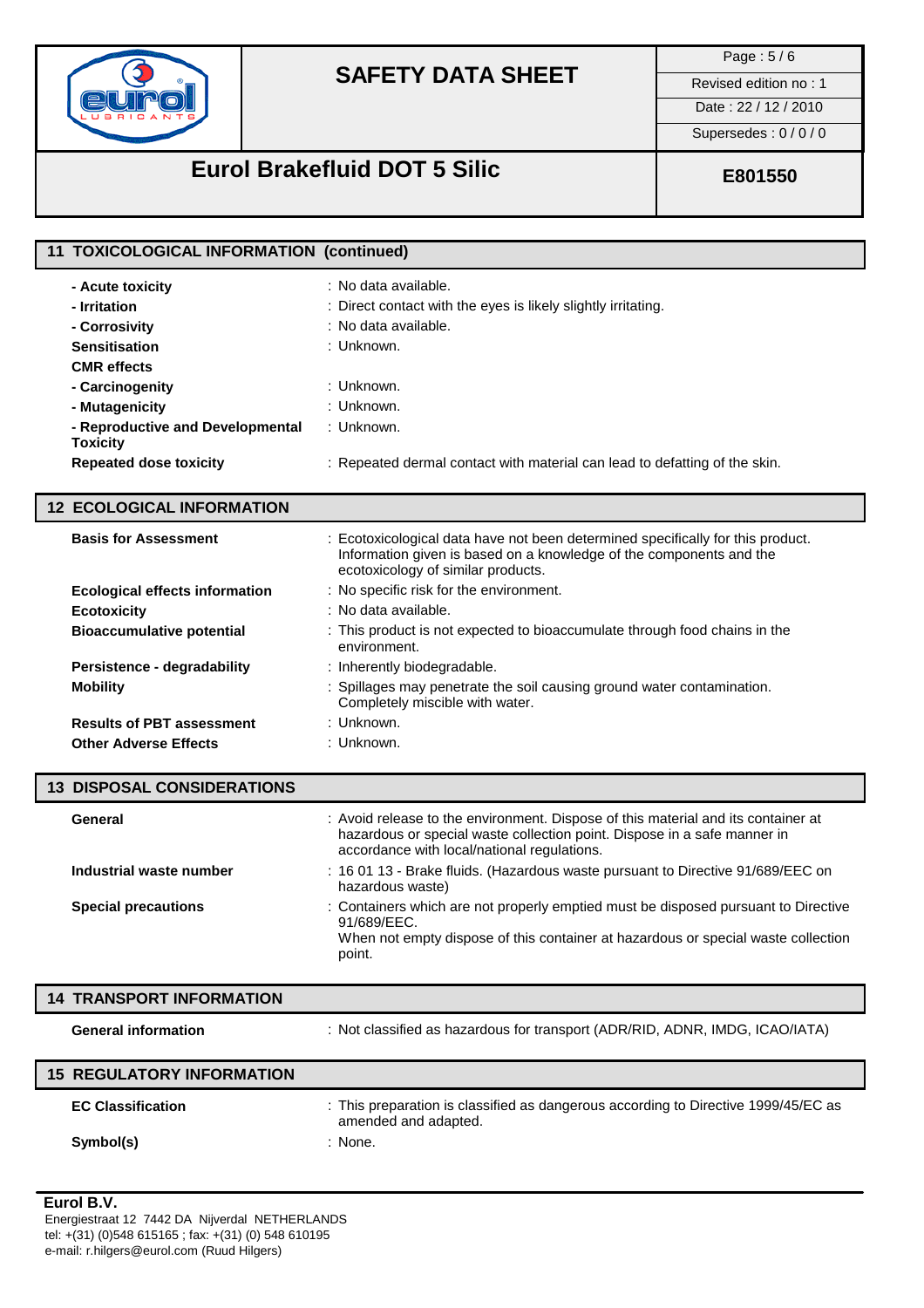# SAFETY DATA SHEET

| Page : 5 / 6 |
|---|
| Revised edition no : 1 |
| Date : 22 / 12 / 2010 |
| Supersedes : 0 / 0 / 0 |

## Eurol Brakefluid DOT 5 Silic — E801550

## 11 TOXICOLOGICAL INFORMATION (continued)

| | |
|---|---|
| **- Acute toxicity** | : No data available. |
| **- Irritation** | : Direct contact with the eyes is likely slightly irritating. |
| **- Corrosivity** | : No data available. |
| **Sensitisation** | : Unknown. |
| **CMR effects** | |
| **- Carcinogenity** | : Unknown. |
| **- Mutagenicity** | : Unknown. |
| **- Reproductive and Developmental Toxicity** | : Unknown. |
| **Repeated dose toxicity** | : Repeated dermal contact with material can lead to defatting of the skin. |

## 12 ECOLOGICAL INFORMATION

| | |
|---|---|
| **Basis for Assessment** | : Ecotoxicological data have not been determined specifically for this product. Information given is based on a knowledge of the components and the ecotoxicology of similar products. |
| **Ecological effects information** | : No specific risk for the environment. |
| **Ecotoxicity** | : No data available. |
| **Bioaccumulative potential** | : This product is not expected to bioaccumulate through food chains in the environment. |
| **Persistence - degradability** | : Inherently biodegradable. |
| **Mobility** | : Spillages may penetrate the soil causing ground water contamination. Completely miscible with water. |
| **Results of PBT assessment** | : Unknown. |
| **Other Adverse Effects** | : Unknown. |

## 13 DISPOSAL CONSIDERATIONS

| | |
|---|---|
| **General** | : Avoid release to the environment. Dispose of this material and its container at hazardous or special waste collection point. Dispose in a safe manner in accordance with local/national regulations. |
| **Industrial waste number** | : 16 01 13 - Brake fluids. (Hazardous waste pursuant to Directive 91/689/EEC on hazardous waste) |
| **Special precautions** | : Containers which are not properly emptied must be disposed pursuant to Directive 91/689/EEC.<br>When not empty dispose of this container at hazardous or special waste collection point. |

## 14 TRANSPORT INFORMATION

| | |
|---|---|
| **General information** | : Not classified as hazardous for transport (ADR/RID, ADNR, IMDG, ICAO/IATA) |

## 15 REGULATORY INFORMATION

| | |
|---|---|
| **EC Classification** | : This preparation is classified as dangerous according to Directive 1999/45/EC as amended and adapted. |
| **Symbol(s)** | : None. |

**Eurol B.V.**
Energiestraat 12 7442 DA Nijverdal NETHERLANDS
tel: +(31) (0)548 615165 ; fax: +(31) (0) 548 610195
e-mail: r.hilgers@eurol.com (Ruud Hilgers)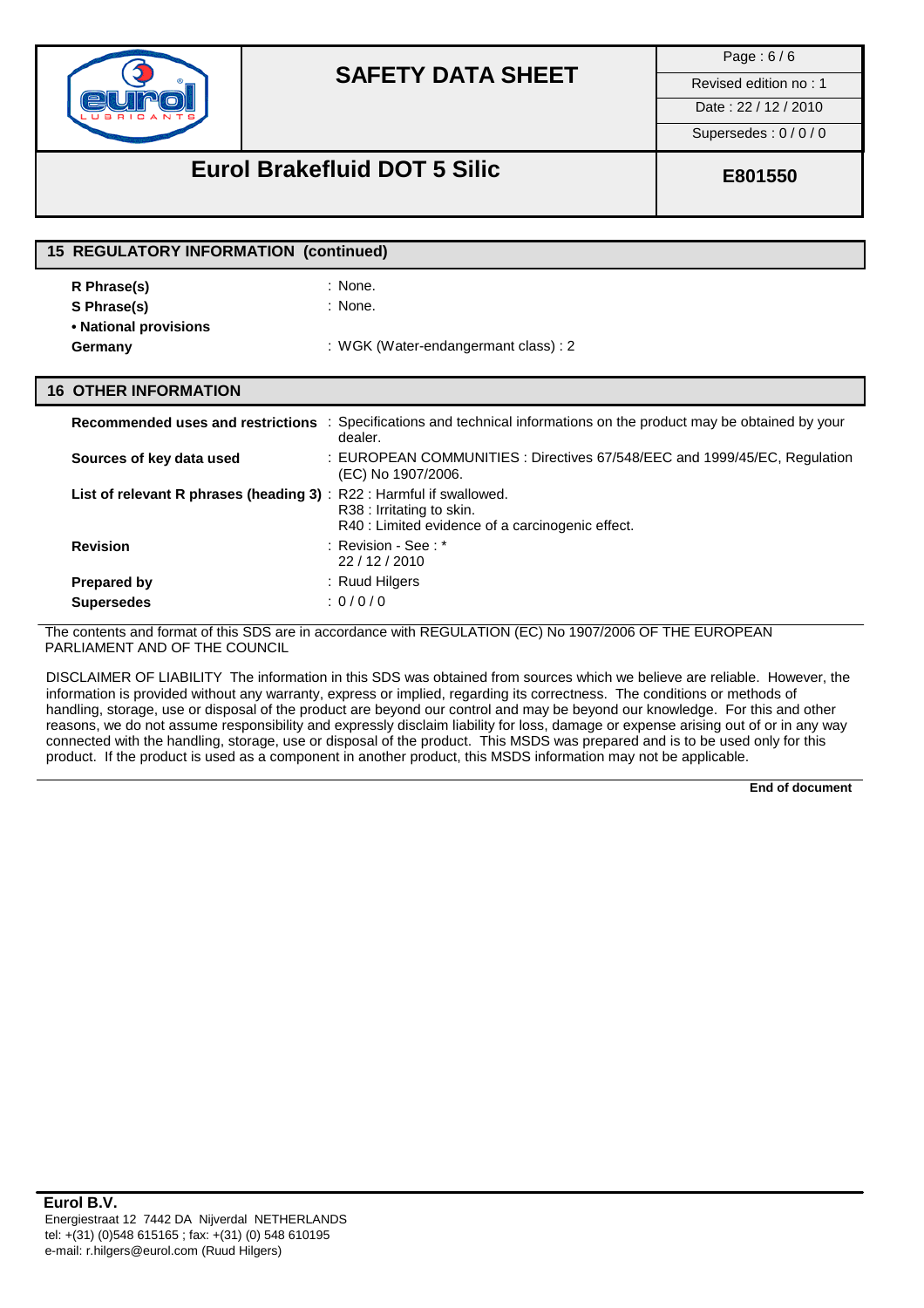## 15 REGULATORY INFORMATION (continued)

| | |
|---|---|
| **R Phrase(s)** | : None. |
| **S Phrase(s)** | : None. |
| **• National provisions** | |
| **Germany** | : WGK (Water-endangermant class) : 2 |

## 16 OTHER INFORMATION

| | |
|---|---|
| **Recommended uses and restrictions** | : Specifications and technical informations on the product may be obtained by your dealer. |
| **Sources of key data used** | : EUROPEAN COMMUNITIES : Directives 67/548/EEC and 1999/45/EC, Regulation (EC) No 1907/2006. |
| **List of relevant R phrases (heading 3)** | : R22 : Harmful if swallowed.<br>R38 : Irritating to skin.<br>R40 : Limited evidence of a carcinogenic effect. |
| **Revision** | : Revision - See : *<br>22 / 12 / 2010 |
| **Prepared by** | : Ruud Hilgers |
| **Supersedes** | : 0 / 0 / 0 |

The contents and format of this SDS are in accordance with REGULATION (EC) No 1907/2006 OF THE EUROPEAN PARLIAMENT AND OF THE COUNCIL

DISCLAIMER OF LIABILITY The information in this SDS was obtained from sources which we believe are reliable. However, the information is provided without any warranty, express or implied, regarding its correctness. The conditions or methods of handling, storage, use or disposal of the product are beyond our control and may be beyond our knowledge. For this and other reasons, we do not assume responsibility and expressly disclaim liability for loss, damage or expense arising out of or in any way connected with the handling, storage, use or disposal of the product. This MSDS was prepared and is to be used only for this product. If the product is used as a component in another product, this MSDS information may not be applicable.

**End of document**